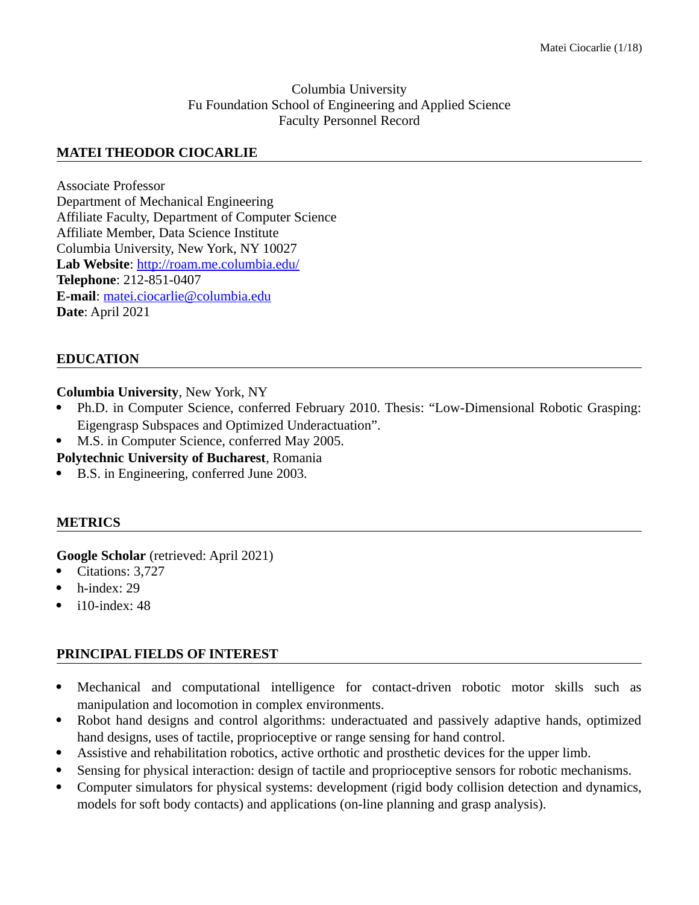Columbia University
Fu Foundation School of Engineering and Applied Science
Faculty Personnel Record

## MATEI THEODOR CIOCARLIE

Associate Professor
Department of Mechanical Engineering
Affiliate Faculty, Department of Computer Science
Affiliate Member, Data Science Institute
Columbia University, New York, NY 10027
**Lab Website**: [http://roam.me.columbia.edu/](http://roam.me.columbia.edu/)
**Telephone**: 212-851-0407
**E-mail**: [matei.ciocarlie@columbia.edu](mailto:matei.ciocarlie@columbia.edu)
**Date**: April 2021

## EDUCATION

**Columbia University**, New York, NY

- Ph.D. in Computer Science, conferred February 2010. Thesis: "Low-Dimensional Robotic Grasping: Eigengrasp Subspaces and Optimized Underactuation".
- M.S. in Computer Science, conferred May 2005.

**Polytechnic University of Bucharest**, Romania

- B.S. in Engineering, conferred June 2003.

## METRICS

**Google Scholar** (retrieved: April 2021)

- Citations: 3,727
- h-index: 29
- i10-index: 48

## PRINCIPAL FIELDS OF INTEREST

- Mechanical and computational intelligence for contact-driven robotic motor skills such as manipulation and locomotion in complex environments.
- Robot hand designs and control algorithms: underactuated and passively adaptive hands, optimized hand designs, uses of tactile, proprioceptive or range sensing for hand control.
- Assistive and rehabilitation robotics, active orthotic and prosthetic devices for the upper limb.
- Sensing for physical interaction: design of tactile and proprioceptive sensors for robotic mechanisms.
- Computer simulators for physical systems: development (rigid body collision detection and dynamics, models for soft body contacts) and applications (on-line planning and grasp analysis).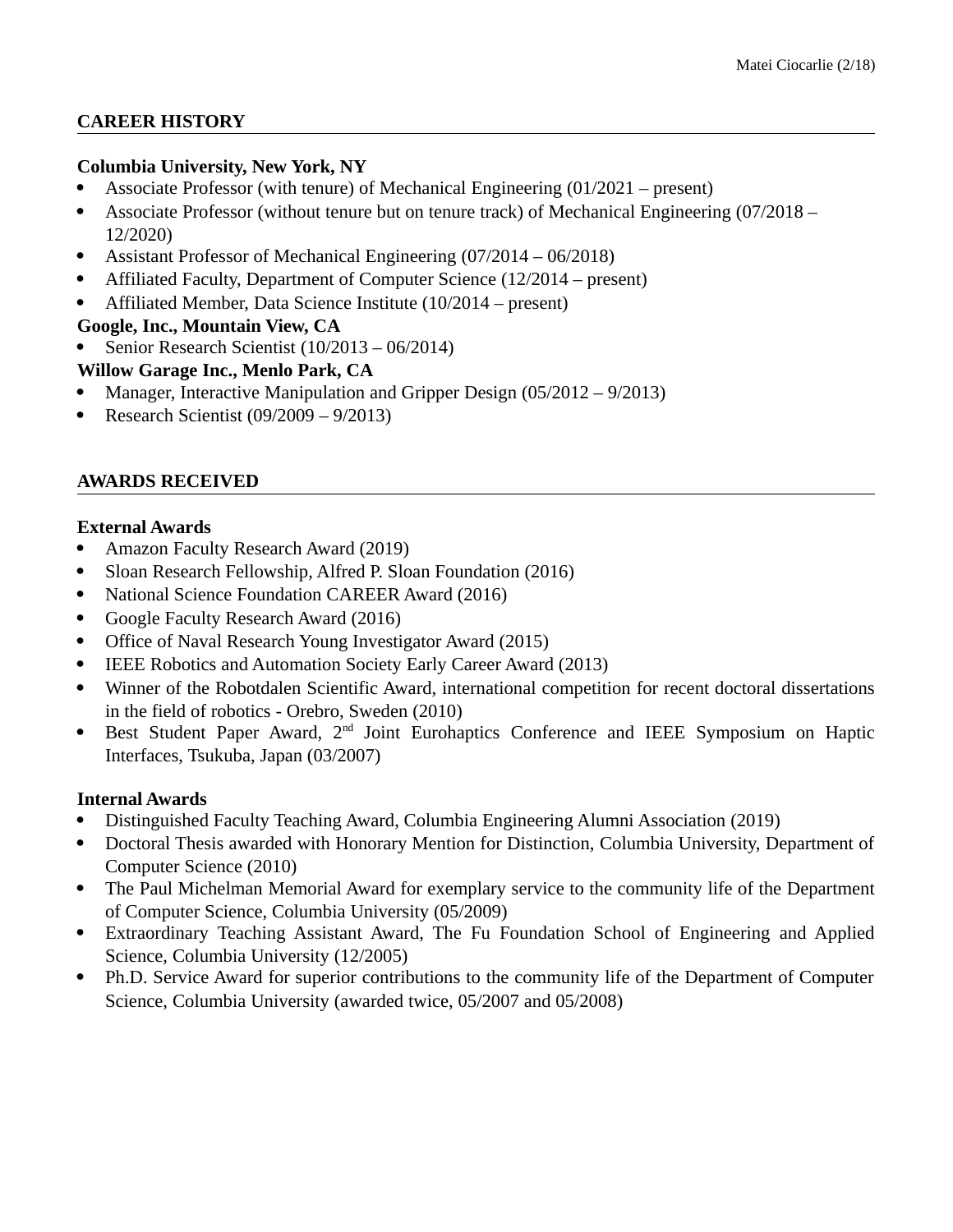## CAREER HISTORY

**Columbia University, New York, NY**

- Associate Professor (with tenure) of Mechanical Engineering (01/2021 – present)
- Associate Professor (without tenure but on tenure track) of Mechanical Engineering (07/2018 – 12/2020)
- Assistant Professor of Mechanical Engineering (07/2014 – 06/2018)
- Affiliated Faculty, Department of Computer Science (12/2014 – present)
- Affiliated Member, Data Science Institute (10/2014 – present)

**Google, Inc., Mountain View, CA**

- Senior Research Scientist (10/2013 – 06/2014)

**Willow Garage Inc., Menlo Park, CA**

- Manager, Interactive Manipulation and Gripper Design (05/2012 – 9/2013)
- Research Scientist (09/2009 – 9/2013)

## AWARDS RECEIVED

**External Awards**

- Amazon Faculty Research Award (2019)
- Sloan Research Fellowship, Alfred P. Sloan Foundation (2016)
- National Science Foundation CAREER Award (2016)
- Google Faculty Research Award (2016)
- Office of Naval Research Young Investigator Award (2015)
- IEEE Robotics and Automation Society Early Career Award (2013)
- Winner of the Robotdalen Scientific Award, international competition for recent doctoral dissertations in the field of robotics - Orebro, Sweden (2010)
- Best Student Paper Award, 2nd Joint Eurohaptics Conference and IEEE Symposium on Haptic Interfaces, Tsukuba, Japan (03/2007)

**Internal Awards**

- Distinguished Faculty Teaching Award, Columbia Engineering Alumni Association (2019)
- Doctoral Thesis awarded with Honorary Mention for Distinction, Columbia University, Department of Computer Science (2010)
- The Paul Michelman Memorial Award for exemplary service to the community life of the Department of Computer Science, Columbia University (05/2009)
- Extraordinary Teaching Assistant Award, The Fu Foundation School of Engineering and Applied Science, Columbia University (12/2005)
- Ph.D. Service Award for superior contributions to the community life of the Department of Computer Science, Columbia University (awarded twice, 05/2007 and 05/2008)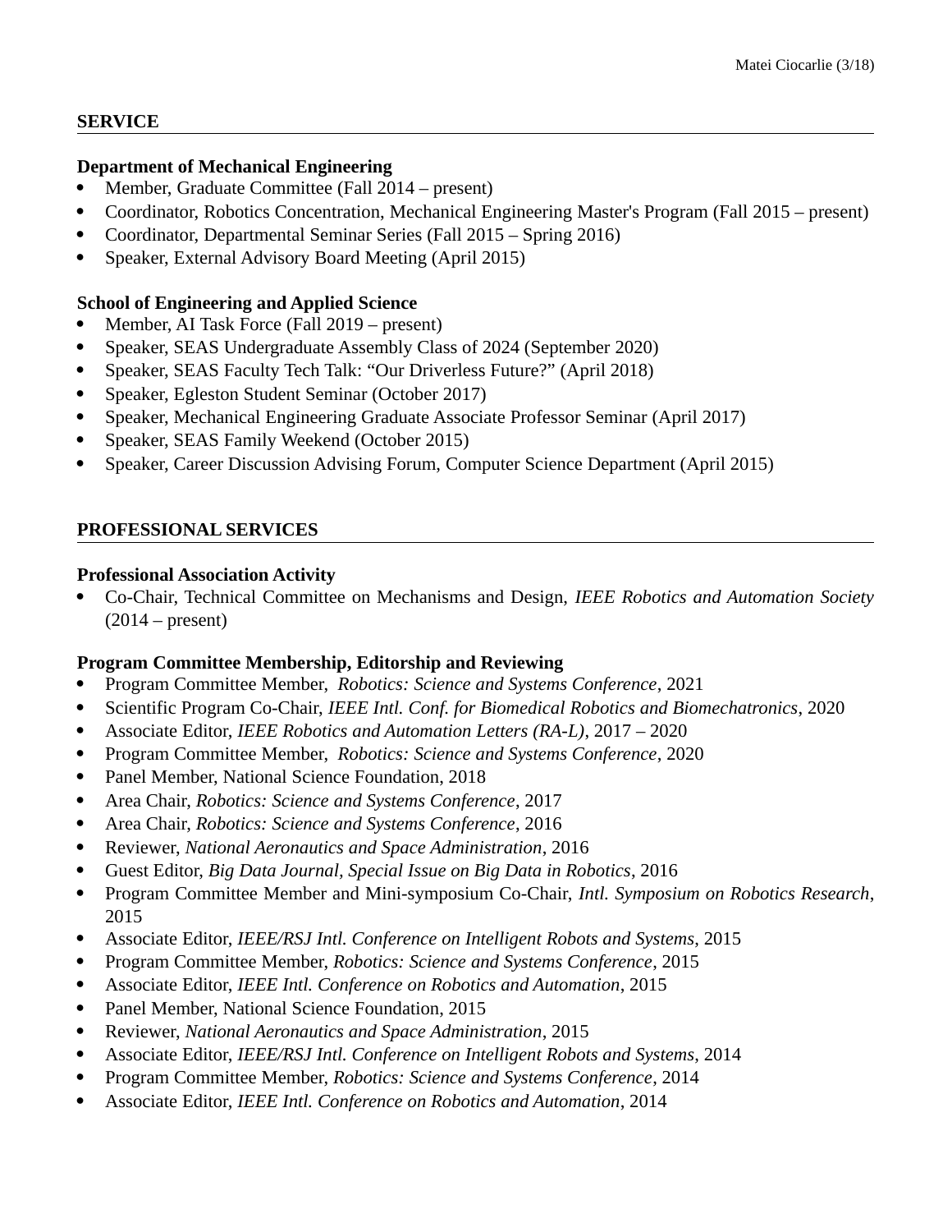## SERVICE

### Department of Mechanical Engineering

- Member, Graduate Committee (Fall 2014 – present)
- Coordinator, Robotics Concentration, Mechanical Engineering Master's Program (Fall 2015 – present)
- Coordinator, Departmental Seminar Series (Fall 2015 – Spring 2016)
- Speaker, External Advisory Board Meeting (April 2015)

### School of Engineering and Applied Science

- Member, AI Task Force (Fall 2019 – present)
- Speaker, SEAS Undergraduate Assembly Class of 2024 (September 2020)
- Speaker, SEAS Faculty Tech Talk: "Our Driverless Future?" (April 2018)
- Speaker, Egleston Student Seminar (October 2017)
- Speaker, Mechanical Engineering Graduate Associate Professor Seminar (April 2017)
- Speaker, SEAS Family Weekend (October 2015)
- Speaker, Career Discussion Advising Forum, Computer Science Department (April 2015)

## PROFESSIONAL SERVICES

### Professional Association Activity

- Co-Chair, Technical Committee on Mechanisms and Design, *IEEE Robotics and Automation Society* (2014 – present)

### Program Committee Membership, Editorship and Reviewing

- Program Committee Member, *Robotics: Science and Systems Conference*, 2021
- Scientific Program Co-Chair, *IEEE Intl. Conf. for Biomedical Robotics and Biomechatronics*, 2020
- Associate Editor, *IEEE Robotics and Automation Letters (RA-L)*, 2017 – 2020
- Program Committee Member, *Robotics: Science and Systems Conference*, 2020
- Panel Member, National Science Foundation, 2018
- Area Chair, *Robotics: Science and Systems Conference*, 2017
- Area Chair, *Robotics: Science and Systems Conference*, 2016
- Reviewer, *National Aeronautics and Space Administration*, 2016
- Guest Editor, *Big Data Journal, Special Issue on Big Data in Robotics*, 2016
- Program Committee Member and Mini-symposium Co-Chair, *Intl. Symposium on Robotics Research*, 2015
- Associate Editor, *IEEE/RSJ Intl. Conference on Intelligent Robots and Systems*, 2015
- Program Committee Member, *Robotics: Science and Systems Conference*, 2015
- Associate Editor, *IEEE Intl. Conference on Robotics and Automation*, 2015
- Panel Member, National Science Foundation, 2015
- Reviewer, *National Aeronautics and Space Administration*, 2015
- Associate Editor, *IEEE/RSJ Intl. Conference on Intelligent Robots and Systems*, 2014
- Program Committee Member, *Robotics: Science and Systems Conference*, 2014
- Associate Editor, *IEEE Intl. Conference on Robotics and Automation*, 2014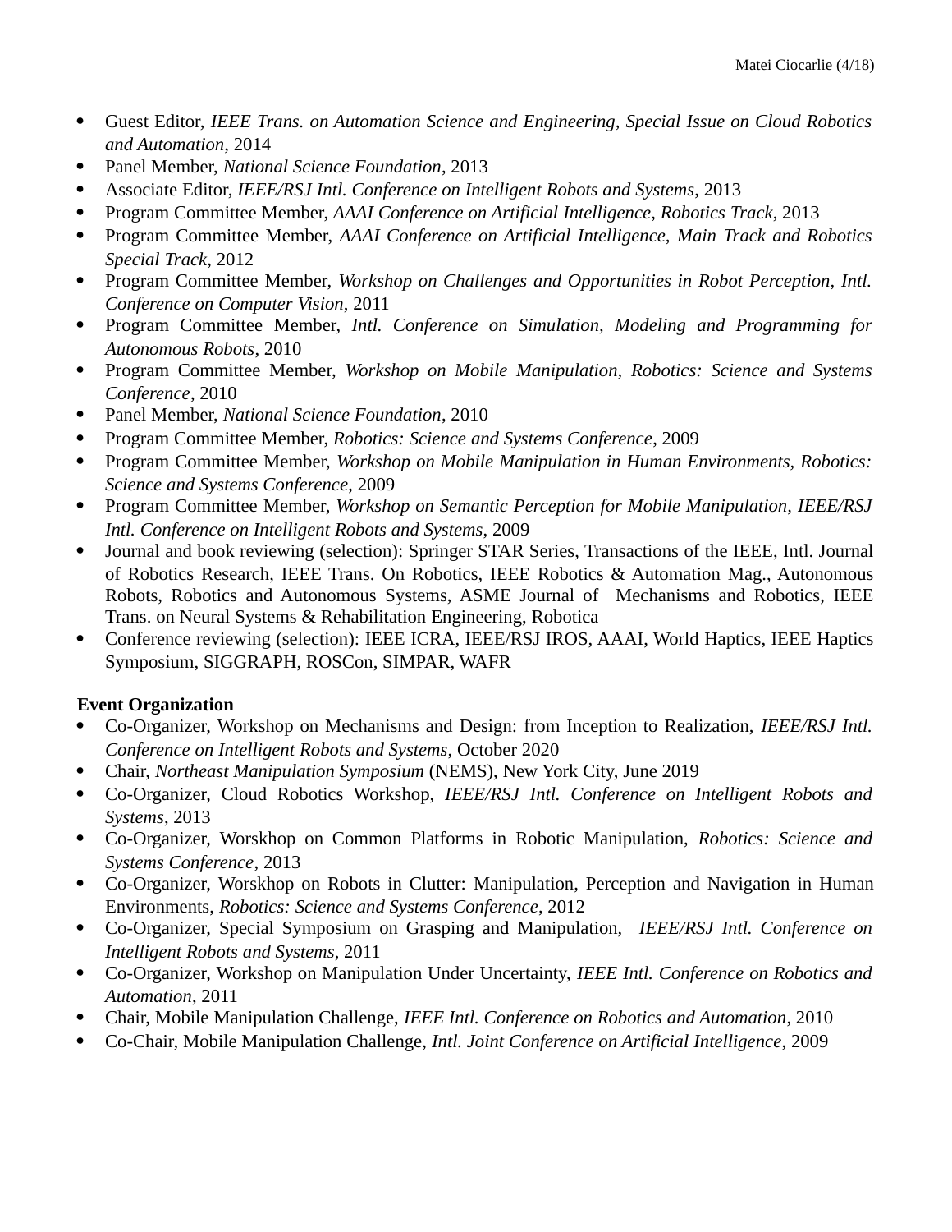- Guest Editor, *IEEE Trans. on Automation Science and Engineering, Special Issue on Cloud Robotics and Automation*, 2014
- Panel Member, *National Science Foundation*, 2013
- Associate Editor, *IEEE/RSJ Intl. Conference on Intelligent Robots and Systems*, 2013
- Program Committee Member, *AAAI Conference on Artificial Intelligence, Robotics Track*, 2013
- Program Committee Member, *AAAI Conference on Artificial Intelligence, Main Track and Robotics Special Track*, 2012
- Program Committee Member, *Workshop on Challenges and Opportunities in Robot Perception, Intl. Conference on Computer Vision*, 2011
- Program Committee Member, *Intl. Conference on Simulation, Modeling and Programming for Autonomous Robots*, 2010
- Program Committee Member, *Workshop on Mobile Manipulation, Robotics: Science and Systems Conference*, 2010
- Panel Member, *National Science Foundation*, 2010
- Program Committee Member, *Robotics: Science and Systems Conference*, 2009
- Program Committee Member, *Workshop on Mobile Manipulation in Human Environments, Robotics: Science and Systems Conference*, 2009
- Program Committee Member, *Workshop on Semantic Perception for Mobile Manipulation, IEEE/RSJ Intl. Conference on Intelligent Robots and Systems*, 2009
- Journal and book reviewing (selection): Springer STAR Series, Transactions of the IEEE, Intl. Journal of Robotics Research, IEEE Trans. On Robotics, IEEE Robotics & Automation Mag., Autonomous Robots, Robotics and Autonomous Systems, ASME Journal of Mechanisms and Robotics, IEEE Trans. on Neural Systems & Rehabilitation Engineering, Robotica
- Conference reviewing (selection): IEEE ICRA, IEEE/RSJ IROS, AAAI, World Haptics, IEEE Haptics Symposium, SIGGRAPH, ROSCon, SIMPAR, WAFR

**Event Organization**

- Co-Organizer, Workshop on Mechanisms and Design: from Inception to Realization, *IEEE/RSJ Intl. Conference on Intelligent Robots and Systems*, October 2020
- Chair, *Northeast Manipulation Symposium* (NEMS), New York City, June 2019
- Co-Organizer, Cloud Robotics Workshop, *IEEE/RSJ Intl. Conference on Intelligent Robots and Systems*, 2013
- Co-Organizer, Worskhop on Common Platforms in Robotic Manipulation, *Robotics: Science and Systems Conference*, 2013
- Co-Organizer, Worskhop on Robots in Clutter: Manipulation, Perception and Navigation in Human Environments, *Robotics: Science and Systems Conference*, 2012
- Co-Organizer, Special Symposium on Grasping and Manipulation, *IEEE/RSJ Intl. Conference on Intelligent Robots and Systems*, 2011
- Co-Organizer, Workshop on Manipulation Under Uncertainty, *IEEE Intl. Conference on Robotics and Automation*, 2011
- Chair, Mobile Manipulation Challenge, *IEEE Intl. Conference on Robotics and Automation*, 2010
- Co-Chair, Mobile Manipulation Challenge, *Intl. Joint Conference on Artificial Intelligence*, 2009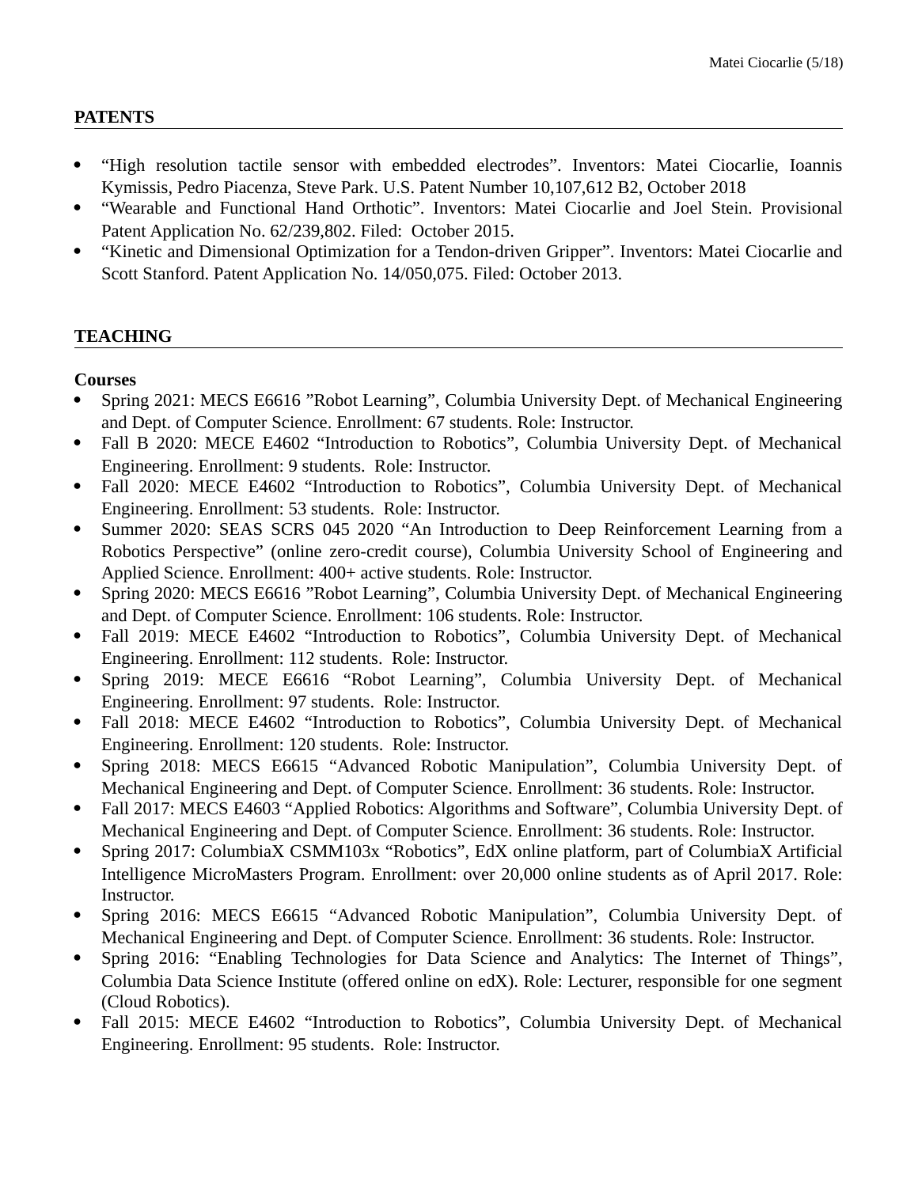## PATENTS

- “High resolution tactile sensor with embedded electrodes”. Inventors: Matei Ciocarlie, Ioannis Kymissis, Pedro Piacenza, Steve Park. U.S. Patent Number 10,107,612 B2, October 2018
- “Wearable and Functional Hand Orthotic”. Inventors: Matei Ciocarlie and Joel Stein. Provisional Patent Application No. 62/239,802. Filed: October 2015.
- “Kinetic and Dimensional Optimization for a Tendon-driven Gripper”. Inventors: Matei Ciocarlie and Scott Stanford. Patent Application No. 14/050,075. Filed: October 2013.

## TEACHING

**Courses**

- Spring 2021: MECS E6616 ”Robot Learning”, Columbia University Dept. of Mechanical Engineering and Dept. of Computer Science. Enrollment: 67 students. Role: Instructor.
- Fall B 2020: MECE E4602 “Introduction to Robotics”, Columbia University Dept. of Mechanical Engineering. Enrollment: 9 students. Role: Instructor.
- Fall 2020: MECE E4602 “Introduction to Robotics”, Columbia University Dept. of Mechanical Engineering. Enrollment: 53 students. Role: Instructor.
- Summer 2020: SEAS SCRS 045 2020 “An Introduction to Deep Reinforcement Learning from a Robotics Perspective” (online zero-credit course), Columbia University School of Engineering and Applied Science. Enrollment: 400+ active students. Role: Instructor.
- Spring 2020: MECS E6616 ”Robot Learning”, Columbia University Dept. of Mechanical Engineering and Dept. of Computer Science. Enrollment: 106 students. Role: Instructor.
- Fall 2019: MECE E4602 “Introduction to Robotics”, Columbia University Dept. of Mechanical Engineering. Enrollment: 112 students. Role: Instructor.
- Spring 2019: MECE E6616 “Robot Learning”, Columbia University Dept. of Mechanical Engineering. Enrollment: 97 students. Role: Instructor.
- Fall 2018: MECE E4602 “Introduction to Robotics”, Columbia University Dept. of Mechanical Engineering. Enrollment: 120 students. Role: Instructor.
- Spring 2018: MECS E6615 “Advanced Robotic Manipulation”, Columbia University Dept. of Mechanical Engineering and Dept. of Computer Science. Enrollment: 36 students. Role: Instructor.
- Fall 2017: MECS E4603 “Applied Robotics: Algorithms and Software”, Columbia University Dept. of Mechanical Engineering and Dept. of Computer Science. Enrollment: 36 students. Role: Instructor.
- Spring 2017: ColumbiaX CSMM103x “Robotics”, EdX online platform, part of ColumbiaX Artificial Intelligence MicroMasters Program. Enrollment: over 20,000 online students as of April 2017. Role: Instructor.
- Spring 2016: MECS E6615 “Advanced Robotic Manipulation”, Columbia University Dept. of Mechanical Engineering and Dept. of Computer Science. Enrollment: 36 students. Role: Instructor.
- Spring 2016: “Enabling Technologies for Data Science and Analytics: The Internet of Things”, Columbia Data Science Institute (offered online on edX). Role: Lecturer, responsible for one segment (Cloud Robotics).
- Fall 2015: MECE E4602 “Introduction to Robotics”, Columbia University Dept. of Mechanical Engineering. Enrollment: 95 students. Role: Instructor.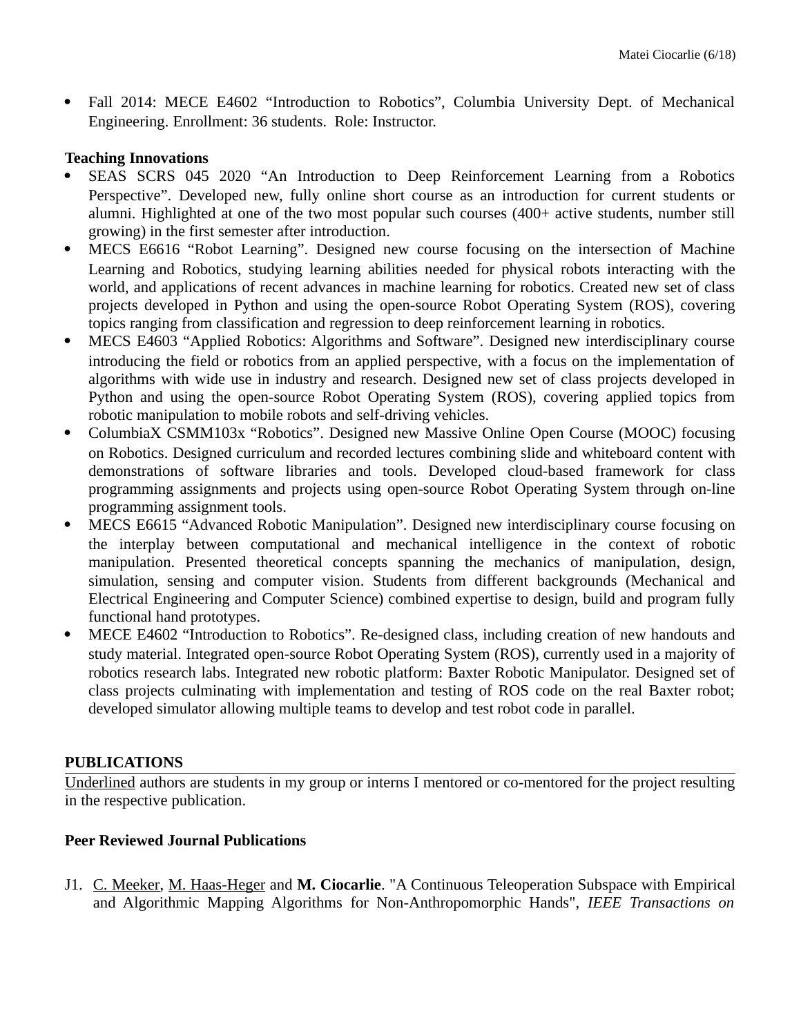- Fall 2014: MECE E4602 "Introduction to Robotics", Columbia University Dept. of Mechanical Engineering. Enrollment: 36 students. Role: Instructor.

**Teaching Innovations**

- SEAS SCRS 045 2020 "An Introduction to Deep Reinforcement Learning from a Robotics Perspective". Developed new, fully online short course as an introduction for current students or alumni. Highlighted at one of the two most popular such courses (400+ active students, number still growing) in the first semester after introduction.
- MECS E6616 "Robot Learning". Designed new course focusing on the intersection of Machine Learning and Robotics, studying learning abilities needed for physical robots interacting with the world, and applications of recent advances in machine learning for robotics. Created new set of class projects developed in Python and using the open-source Robot Operating System (ROS), covering topics ranging from classification and regression to deep reinforcement learning in robotics.
- MECS E4603 "Applied Robotics: Algorithms and Software". Designed new interdisciplinary course introducing the field or robotics from an applied perspective, with a focus on the implementation of algorithms with wide use in industry and research. Designed new set of class projects developed in Python and using the open-source Robot Operating System (ROS), covering applied topics from robotic manipulation to mobile robots and self-driving vehicles.
- ColumbiaX CSMM103x "Robotics". Designed new Massive Online Open Course (MOOC) focusing on Robotics. Designed curriculum and recorded lectures combining slide and whiteboard content with demonstrations of software libraries and tools. Developed cloud-based framework for class programming assignments and projects using open-source Robot Operating System through on-line programming assignment tools.
- MECS E6615 "Advanced Robotic Manipulation". Designed new interdisciplinary course focusing on the interplay between computational and mechanical intelligence in the context of robotic manipulation. Presented theoretical concepts spanning the mechanics of manipulation, design, simulation, sensing and computer vision. Students from different backgrounds (Mechanical and Electrical Engineering and Computer Science) combined expertise to design, build and program fully functional hand prototypes.
- MECE E4602 "Introduction to Robotics". Re-designed class, including creation of new handouts and study material. Integrated open-source Robot Operating System (ROS), currently used in a majority of robotics research labs. Integrated new robotic platform: Baxter Robotic Manipulator. Designed set of class projects culminating with implementation and testing of ROS code on the real Baxter robot; developed simulator allowing multiple teams to develop and test robot code in parallel.

## PUBLICATIONS

<u>Underlined</u> authors are students in my group or interns I mentored or co-mentored for the project resulting in the respective publication.

### Peer Reviewed Journal Publications

J1. <u>C. Meeker</u>, <u>M. Haas-Heger</u> and **M. Ciocarlie**. "A Continuous Teleoperation Subspace with Empirical and Algorithmic Mapping Algorithms for Non-Anthropomorphic Hands", *IEEE Transactions on*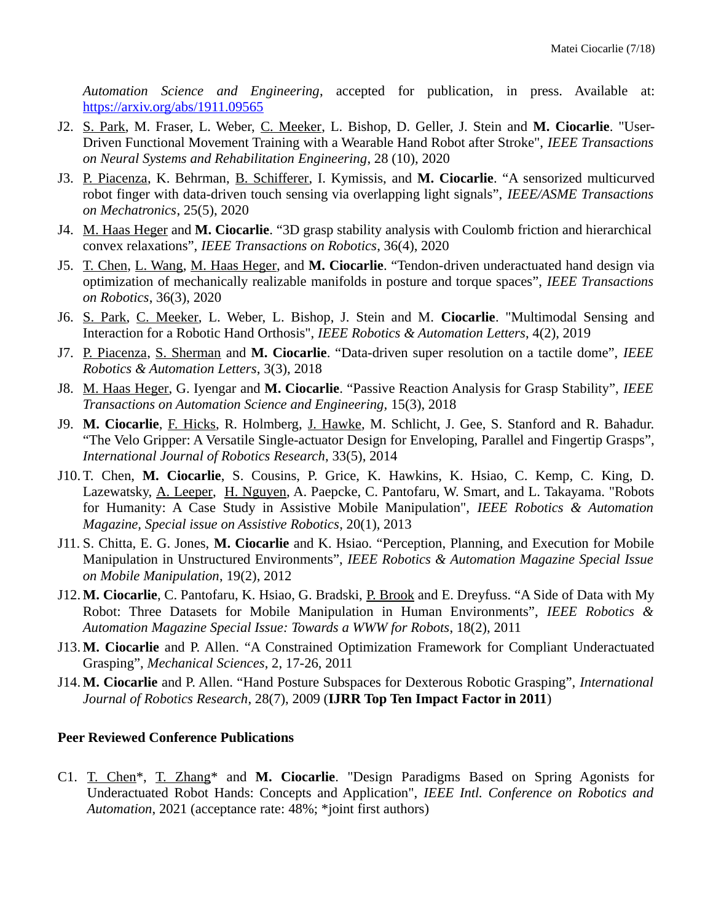*Automation Science and Engineering*, accepted for publication, in press. Available at: https://arxiv.org/abs/1911.09565

J2. S. Park, M. Fraser, L. Weber, C. Meeker, L. Bishop, D. Geller, J. Stein and **M. Ciocarlie**. "User-Driven Functional Movement Training with a Wearable Hand Robot after Stroke", *IEEE Transactions on Neural Systems and Rehabilitation Engineering*, 28 (10), 2020

J3. P. Piacenza, K. Behrman, B. Schifferer, I. Kymissis, and **M. Ciocarlie**. "A sensorized multicurved robot finger with data-driven touch sensing via overlapping light signals", *IEEE/ASME Transactions on Mechatronics*, 25(5), 2020

J4. M. Haas Heger and **M. Ciocarlie**. "3D grasp stability analysis with Coulomb friction and hierarchical convex relaxations", *IEEE Transactions on Robotics*, 36(4), 2020

J5. T. Chen, L. Wang, M. Haas Heger, and **M. Ciocarlie**. "Tendon-driven underactuated hand design via optimization of mechanically realizable manifolds in posture and torque spaces", *IEEE Transactions on Robotics*, 36(3), 2020

J6. S. Park, C. Meeker, L. Weber, L. Bishop, J. Stein and M. **Ciocarlie**. "Multimodal Sensing and Interaction for a Robotic Hand Orthosis", *IEEE Robotics & Automation Letters*, 4(2), 2019

J7. P. Piacenza, S. Sherman and **M. Ciocarlie**. "Data-driven super resolution on a tactile dome", *IEEE Robotics & Automation Letters*, 3(3), 2018

J8. M. Haas Heger, G. Iyengar and **M. Ciocarlie**. "Passive Reaction Analysis for Grasp Stability", *IEEE Transactions on Automation Science and Engineering*, 15(3), 2018

J9. **M. Ciocarlie**, F. Hicks, R. Holmberg, J. Hawke, M. Schlicht, J. Gee, S. Stanford and R. Bahadur. "The Velo Gripper: A Versatile Single-actuator Design for Enveloping, Parallel and Fingertip Grasps", *International Journal of Robotics Research*, 33(5), 2014

J10. T. Chen, **M. Ciocarlie**, S. Cousins, P. Grice, K. Hawkins, K. Hsiao, C. Kemp, C. King, D. Lazewatsky, A. Leeper, H. Nguyen, A. Paepcke, C. Pantofaru, W. Smart, and L. Takayama. "Robots for Humanity: A Case Study in Assistive Mobile Manipulation", *IEEE Robotics & Automation Magazine, Special issue on Assistive Robotics*, 20(1), 2013

J11. S. Chitta, E. G. Jones, **M. Ciocarlie** and K. Hsiao. "Perception, Planning, and Execution for Mobile Manipulation in Unstructured Environments", *IEEE Robotics & Automation Magazine Special Issue on Mobile Manipulation*, 19(2), 2012

J12. **M. Ciocarlie**, C. Pantofaru, K. Hsiao, G. Bradski, P. Brook and E. Dreyfuss. "A Side of Data with My Robot: Three Datasets for Mobile Manipulation in Human Environments", *IEEE Robotics & Automation Magazine Special Issue: Towards a WWW for Robots*, 18(2), 2011

J13. **M. Ciocarlie** and P. Allen. "A Constrained Optimization Framework for Compliant Underactuated Grasping", *Mechanical Sciences*, 2, 17-26, 2011

J14. **M. Ciocarlie** and P. Allen. "Hand Posture Subspaces for Dexterous Robotic Grasping", *International Journal of Robotics Research*, 28(7), 2009 (**IJRR Top Ten Impact Factor in 2011**)

### Peer Reviewed Conference Publications

C1. T. Chen*, T. Zhang* and **M. Ciocarlie**. "Design Paradigms Based on Spring Agonists for Underactuated Robot Hands: Concepts and Application", *IEEE Intl. Conference on Robotics and Automation*, 2021 (acceptance rate: 48%; *joint first authors)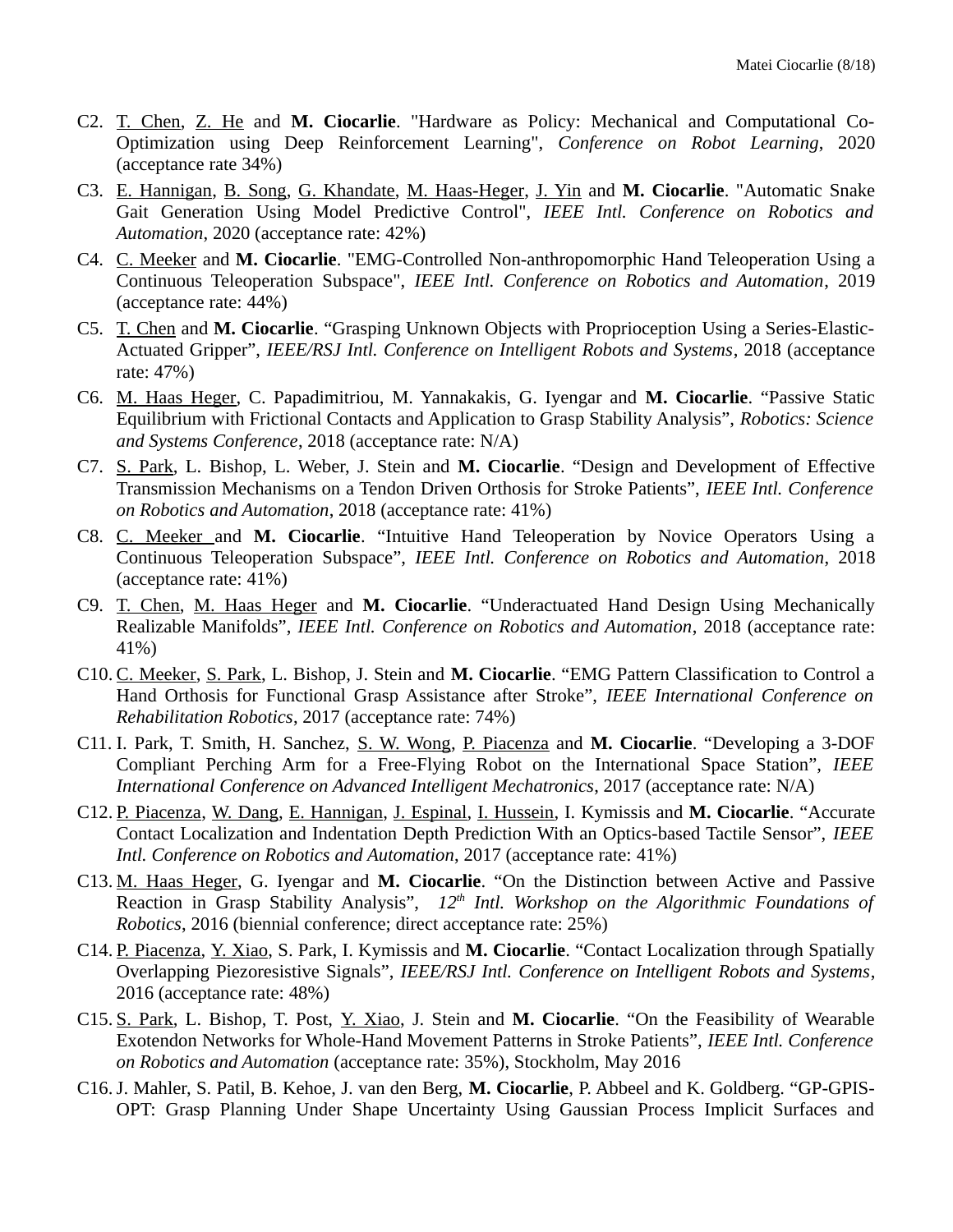C2. T. Chen, Z. He and **M. Ciocarlie**. "Hardware as Policy: Mechanical and Computational Co-Optimization using Deep Reinforcement Learning", *Conference on Robot Learning*, 2020 (acceptance rate 34%)

C3. E. Hannigan, B. Song, G. Khandate, M. Haas-Heger, J. Yin and **M. Ciocarlie**. "Automatic Snake Gait Generation Using Model Predictive Control", *IEEE Intl. Conference on Robotics and Automation*, 2020 (acceptance rate: 42%)

C4. C. Meeker and **M. Ciocarlie**. "EMG-Controlled Non-anthropomorphic Hand Teleoperation Using a Continuous Teleoperation Subspace", *IEEE Intl. Conference on Robotics and Automation*, 2019 (acceptance rate: 44%)

C5. T. Chen and **M. Ciocarlie**. "Grasping Unknown Objects with Proprioception Using a Series-Elastic-Actuated Gripper", *IEEE/RSJ Intl. Conference on Intelligent Robots and Systems*, 2018 (acceptance rate: 47%)

C6. M. Haas Heger, C. Papadimitriou, M. Yannakakis, G. Iyengar and **M. Ciocarlie**. "Passive Static Equilibrium with Frictional Contacts and Application to Grasp Stability Analysis", *Robotics: Science and Systems Conference*, 2018 (acceptance rate: N/A)

C7. S. Park, L. Bishop, L. Weber, J. Stein and **M. Ciocarlie**. "Design and Development of Effective Transmission Mechanisms on a Tendon Driven Orthosis for Stroke Patients", *IEEE Intl. Conference on Robotics and Automation*, 2018 (acceptance rate: 41%)

C8. C. Meeker and **M. Ciocarlie**. "Intuitive Hand Teleoperation by Novice Operators Using a Continuous Teleoperation Subspace", *IEEE Intl. Conference on Robotics and Automation*, 2018 (acceptance rate: 41%)

C9. T. Chen, M. Haas Heger and **M. Ciocarlie**. "Underactuated Hand Design Using Mechanically Realizable Manifolds", *IEEE Intl. Conference on Robotics and Automation*, 2018 (acceptance rate: 41%)

C10. C. Meeker, S. Park, L. Bishop, J. Stein and **M. Ciocarlie**. "EMG Pattern Classification to Control a Hand Orthosis for Functional Grasp Assistance after Stroke", *IEEE International Conference on Rehabilitation Robotics*, 2017 (acceptance rate: 74%)

C11. I. Park, T. Smith, H. Sanchez, S. W. Wong, P. Piacenza and **M. Ciocarlie**. "Developing a 3-DOF Compliant Perching Arm for a Free-Flying Robot on the International Space Station", *IEEE International Conference on Advanced Intelligent Mechatronics*, 2017 (acceptance rate: N/A)

C12. P. Piacenza, W. Dang, E. Hannigan, J. Espinal, I. Hussein, I. Kymissis and **M. Ciocarlie**. "Accurate Contact Localization and Indentation Depth Prediction With an Optics-based Tactile Sensor", *IEEE Intl. Conference on Robotics and Automation*, 2017 (acceptance rate: 41%)

C13. M. Haas Heger, G. Iyengar and **M. Ciocarlie**. "On the Distinction between Active and Passive Reaction in Grasp Stability Analysis", *12th Intl. Workshop on the Algorithmic Foundations of Robotics*, 2016 (biennial conference; direct acceptance rate: 25%)

C14. P. Piacenza, Y. Xiao, S. Park, I. Kymissis and **M. Ciocarlie**. "Contact Localization through Spatially Overlapping Piezoresistive Signals", *IEEE/RSJ Intl. Conference on Intelligent Robots and Systems*, 2016 (acceptance rate: 48%)

C15. S. Park, L. Bishop, T. Post, Y. Xiao, J. Stein and **M. Ciocarlie**. "On the Feasibility of Wearable Exotendon Networks for Whole-Hand Movement Patterns in Stroke Patients", *IEEE Intl. Conference on Robotics and Automation* (acceptance rate: 35%), Stockholm, May 2016

C16. J. Mahler, S. Patil, B. Kehoe, J. van den Berg, **M. Ciocarlie**, P. Abbeel and K. Goldberg. "GP-GPIS-OPT: Grasp Planning Under Shape Uncertainty Using Gaussian Process Implicit Surfaces and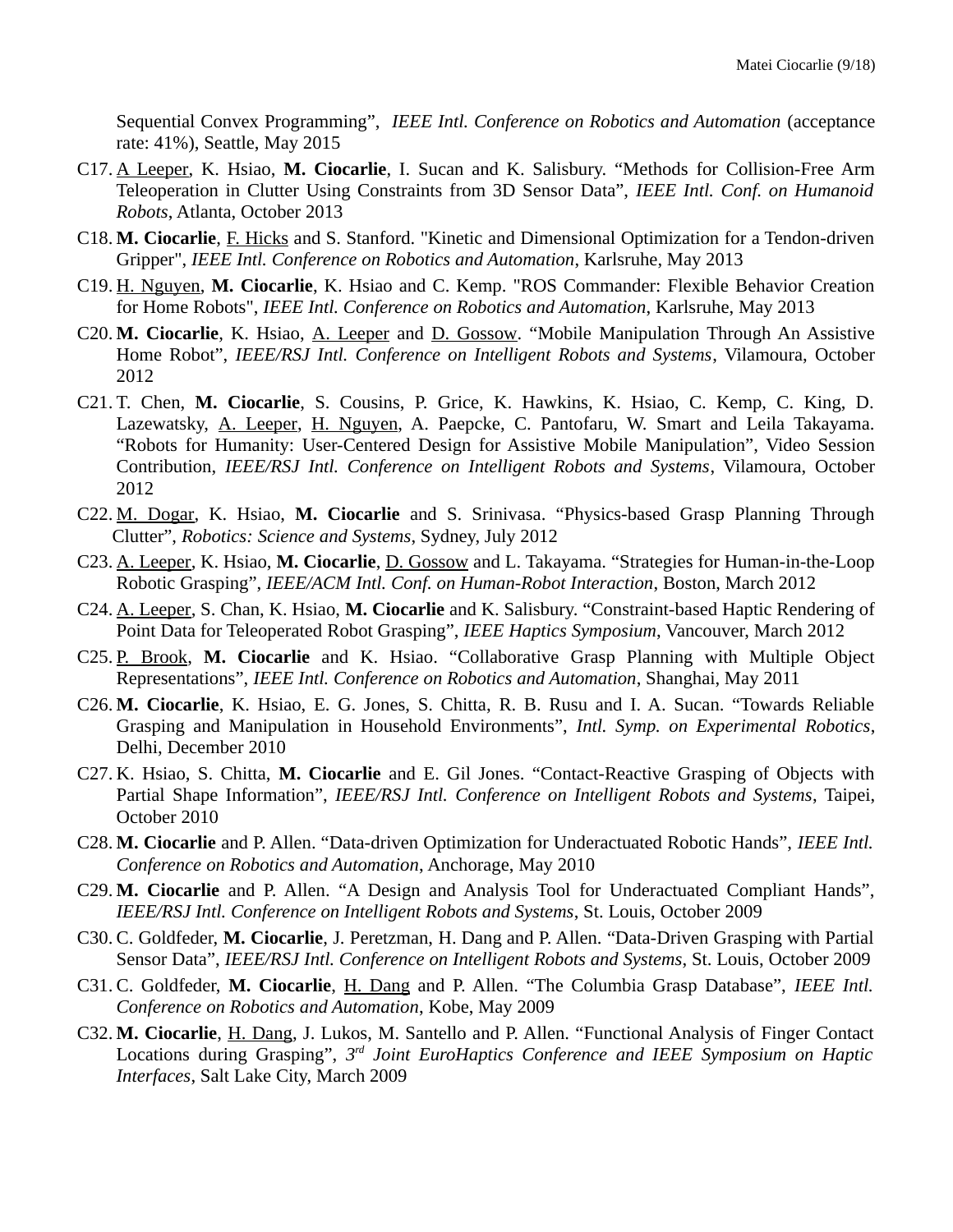Sequential Convex Programming", *IEEE Intl. Conference on Robotics and Automation* (acceptance rate: 41%), Seattle, May 2015

C17. <u>A Leeper</u>, K. Hsiao, **M. Ciocarlie**, I. Sucan and K. Salisbury. "Methods for Collision-Free Arm Teleoperation in Clutter Using Constraints from 3D Sensor Data", *IEEE Intl. Conf. on Humanoid Robots*, Atlanta, October 2013

C18. **M. Ciocarlie**, <u>F. Hicks</u> and S. Stanford. "Kinetic and Dimensional Optimization for a Tendon-driven Gripper", *IEEE Intl. Conference on Robotics and Automation*, Karlsruhe, May 2013

C19. <u>H. Nguyen</u>, **M. Ciocarlie**, K. Hsiao and C. Kemp. "ROS Commander: Flexible Behavior Creation for Home Robots", *IEEE Intl. Conference on Robotics and Automation*, Karlsruhe, May 2013

C20. **M. Ciocarlie**, K. Hsiao, <u>A. Leeper</u> and <u>D. Gossow</u>. "Mobile Manipulation Through An Assistive Home Robot", *IEEE/RSJ Intl. Conference on Intelligent Robots and Systems*, Vilamoura, October 2012

C21. T. Chen, **M. Ciocarlie**, S. Cousins, P. Grice, K. Hawkins, K. Hsiao, C. Kemp, C. King, D. Lazewatsky, <u>A. Leeper</u>, <u>H. Nguyen</u>, A. Paepcke, C. Pantofaru, W. Smart and Leila Takayama. "Robots for Humanity: User-Centered Design for Assistive Mobile Manipulation", Video Session Contribution, *IEEE/RSJ Intl. Conference on Intelligent Robots and Systems*, Vilamoura, October 2012

C22. <u>M. Dogar</u>, K. Hsiao, **M. Ciocarlie** and S. Srinivasa. "Physics-based Grasp Planning Through Clutter", *Robotics: Science and Systems*, Sydney, July 2012

C23. <u>A. Leeper</u>, K. Hsiao, **M. Ciocarlie**, <u>D. Gossow</u> and L. Takayama. "Strategies for Human-in-the-Loop Robotic Grasping", *IEEE/ACM Intl. Conf. on Human-Robot Interaction*, Boston, March 2012

C24. <u>A. Leeper</u>, S. Chan, K. Hsiao, **M. Ciocarlie** and K. Salisbury. "Constraint-based Haptic Rendering of Point Data for Teleoperated Robot Grasping", *IEEE Haptics Symposium*, Vancouver, March 2012

C25. <u>P. Brook</u>, **M. Ciocarlie** and K. Hsiao. "Collaborative Grasp Planning with Multiple Object Representations", *IEEE Intl. Conference on Robotics and Automation*, Shanghai, May 2011

C26. **M. Ciocarlie**, K. Hsiao, E. G. Jones, S. Chitta, R. B. Rusu and I. A. Sucan. "Towards Reliable Grasping and Manipulation in Household Environments", *Intl. Symp. on Experimental Robotics*, Delhi, December 2010

C27. K. Hsiao, S. Chitta, **M. Ciocarlie** and E. Gil Jones. "Contact-Reactive Grasping of Objects with Partial Shape Information", *IEEE/RSJ Intl. Conference on Intelligent Robots and Systems*, Taipei, October 2010

C28. **M. Ciocarlie** and P. Allen. "Data-driven Optimization for Underactuated Robotic Hands", *IEEE Intl. Conference on Robotics and Automation*, Anchorage, May 2010

C29. **M. Ciocarlie** and P. Allen. "A Design and Analysis Tool for Underactuated Compliant Hands", *IEEE/RSJ Intl. Conference on Intelligent Robots and Systems*, St. Louis, October 2009

C30. C. Goldfeder, **M. Ciocarlie**, J. Peretzman, H. Dang and P. Allen. "Data-Driven Grasping with Partial Sensor Data", *IEEE/RSJ Intl. Conference on Intelligent Robots and Systems*, St. Louis, October 2009

C31. C. Goldfeder, **M. Ciocarlie**, <u>H. Dang</u> and P. Allen. "The Columbia Grasp Database", *IEEE Intl. Conference on Robotics and Automation*, Kobe, May 2009

C32. **M. Ciocarlie**, <u>H. Dang</u>, J. Lukos, M. Santello and P. Allen. "Functional Analysis of Finger Contact Locations during Grasping", *3rd Joint EuroHaptics Conference and IEEE Symposium on Haptic Interfaces*, Salt Lake City, March 2009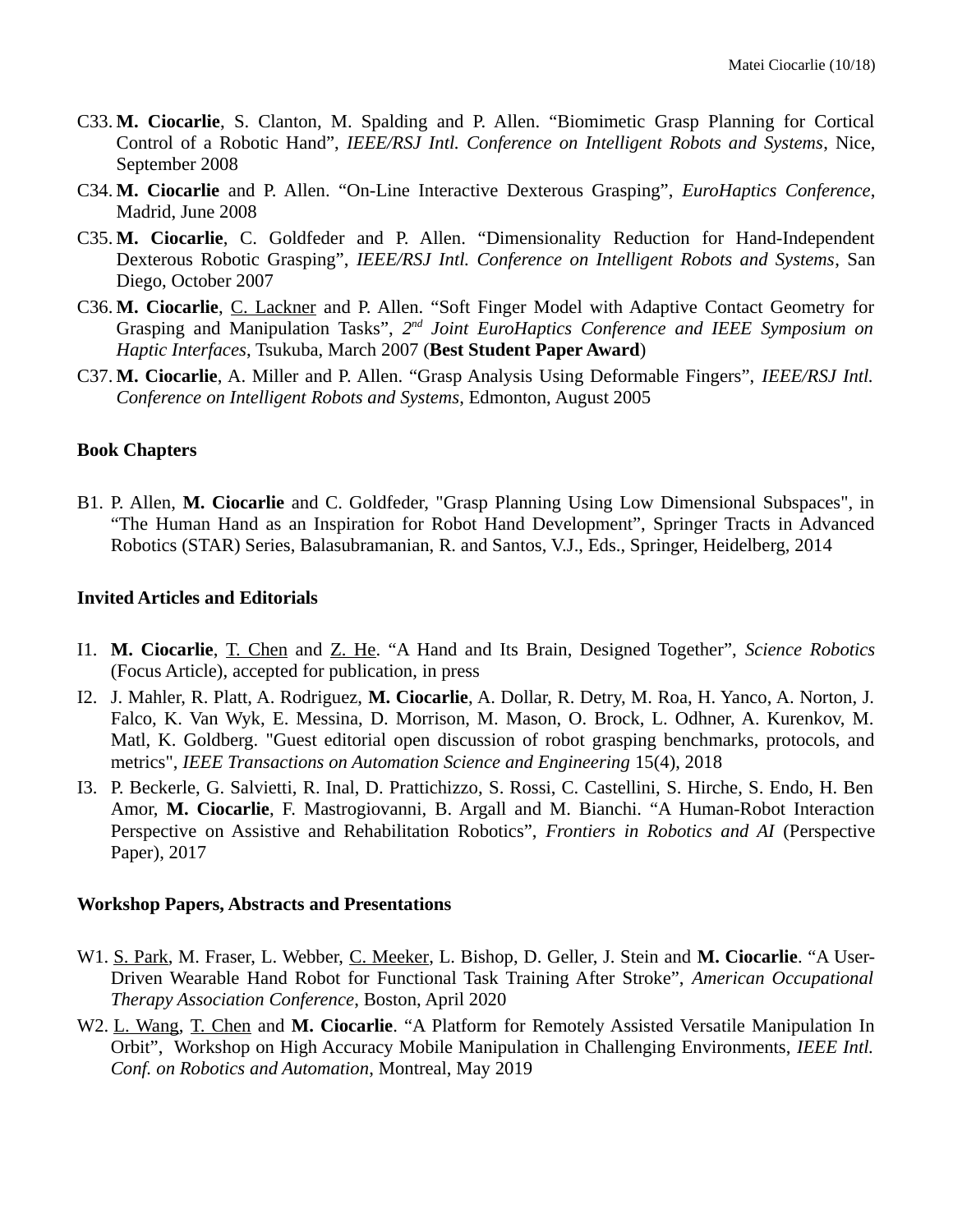C33. **M. Ciocarlie**, S. Clanton, M. Spalding and P. Allen. “Biomimetic Grasp Planning for Cortical Control of a Robotic Hand”, *IEEE/RSJ Intl. Conference on Intelligent Robots and Systems*, Nice, September 2008

C34. **M. Ciocarlie** and P. Allen. “On-Line Interactive Dexterous Grasping”, *EuroHaptics Conference*, Madrid, June 2008

C35. **M. Ciocarlie**, C. Goldfeder and P. Allen. “Dimensionality Reduction for Hand-Independent Dexterous Robotic Grasping”, *IEEE/RSJ Intl. Conference on Intelligent Robots and Systems*, San Diego, October 2007

C36. **M. Ciocarlie**, <u>C. Lackner</u> and P. Allen. “Soft Finger Model with Adaptive Contact Geometry for Grasping and Manipulation Tasks”, *2nd Joint EuroHaptics Conference and IEEE Symposium on Haptic Interfaces*, Tsukuba, March 2007 (**Best Student Paper Award**)

C37. **M. Ciocarlie**, A. Miller and P. Allen. “Grasp Analysis Using Deformable Fingers”, *IEEE/RSJ Intl. Conference on Intelligent Robots and Systems*, Edmonton, August 2005

**Book Chapters**

B1. P. Allen, **M. Ciocarlie** and C. Goldfeder, "Grasp Planning Using Low Dimensional Subspaces", in “The Human Hand as an Inspiration for Robot Hand Development”, Springer Tracts in Advanced Robotics (STAR) Series, Balasubramanian, R. and Santos, V.J., Eds., Springer, Heidelberg, 2014

**Invited Articles and Editorials**

I1. **M. Ciocarlie**, <u>T. Chen</u> and <u>Z. He</u>. “A Hand and Its Brain, Designed Together”, *Science Robotics* (Focus Article), accepted for publication, in press

I2. J. Mahler, R. Platt, A. Rodriguez, **M. Ciocarlie**, A. Dollar, R. Detry, M. Roa, H. Yanco, A. Norton, J. Falco, K. Van Wyk, E. Messina, D. Morrison, M. Mason, O. Brock, L. Odhner, A. Kurenkov, M. Matl, K. Goldberg. "Guest editorial open discussion of robot grasping benchmarks, protocols, and metrics", *IEEE Transactions on Automation Science and Engineering* 15(4), 2018

I3. P. Beckerle, G. Salvietti, R. Inal, D. Prattichizzo, S. Rossi, C. Castellini, S. Hirche, S. Endo, H. Ben Amor, **M. Ciocarlie**, F. Mastrogiovanni, B. Argall and M. Bianchi. “A Human-Robot Interaction Perspective on Assistive and Rehabilitation Robotics”, *Frontiers in Robotics and AI* (Perspective Paper), 2017

**Workshop Papers, Abstracts and Presentations**

W1. <u>S. Park</u>, M. Fraser, L. Webber, <u>C. Meeker</u>, L. Bishop, D. Geller, J. Stein and **M. Ciocarlie**. “A User-Driven Wearable Hand Robot for Functional Task Training After Stroke”, *American Occupational Therapy Association Conference*, Boston, April 2020

W2. <u>L. Wang</u>, <u>T. Chen</u> and **M. Ciocarlie**. “A Platform for Remotely Assisted Versatile Manipulation In Orbit”, Workshop on High Accuracy Mobile Manipulation in Challenging Environments, *IEEE Intl. Conf. on Robotics and Automation*, Montreal, May 2019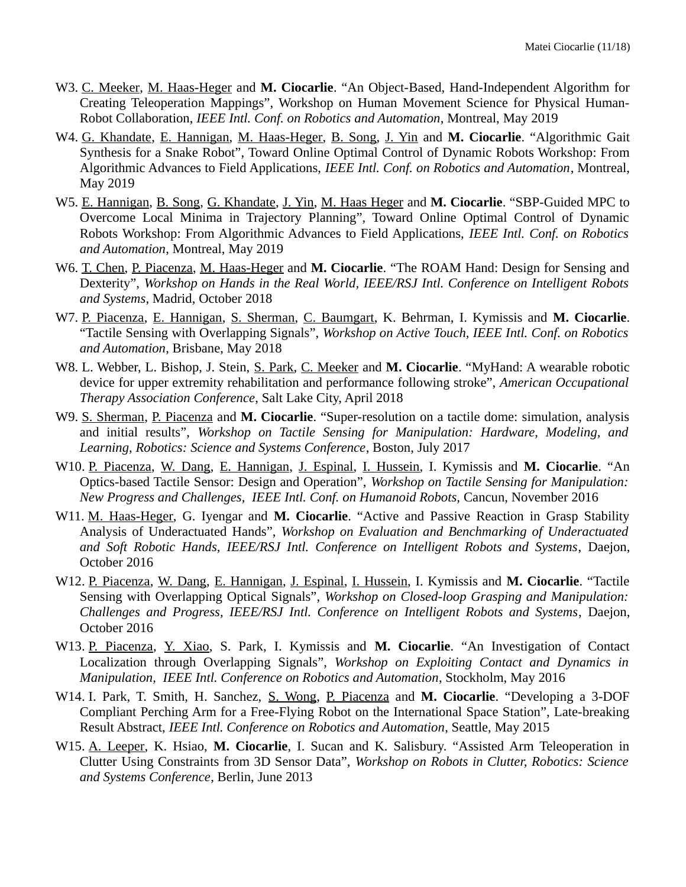W3. C. Meeker, M. Haas-Heger and **M. Ciocarlie**. "An Object-Based, Hand-Independent Algorithm for Creating Teleoperation Mappings", Workshop on Human Movement Science for Physical Human-Robot Collaboration, *IEEE Intl. Conf. on Robotics and Automation*, Montreal, May 2019

W4. G. Khandate, E. Hannigan, M. Haas-Heger, B. Song, J. Yin and **M. Ciocarlie**. "Algorithmic Gait Synthesis for a Snake Robot", Toward Online Optimal Control of Dynamic Robots Workshop: From Algorithmic Advances to Field Applications, *IEEE Intl. Conf. on Robotics and Automation*, Montreal, May 2019

W5. E. Hannigan, B. Song, G. Khandate, J. Yin, M. Haas Heger and **M. Ciocarlie**. "SBP-Guided MPC to Overcome Local Minima in Trajectory Planning", Toward Online Optimal Control of Dynamic Robots Workshop: From Algorithmic Advances to Field Applications, *IEEE Intl. Conf. on Robotics and Automation*, Montreal, May 2019

W6. T. Chen, P. Piacenza, M. Haas-Heger and **M. Ciocarlie**. "The ROAM Hand: Design for Sensing and Dexterity", *Workshop on Hands in the Real World, IEEE/RSJ Intl. Conference on Intelligent Robots and Systems*, Madrid, October 2018

W7. P. Piacenza, E. Hannigan, S. Sherman, C. Baumgart, K. Behrman, I. Kymissis and **M. Ciocarlie**. "Tactile Sensing with Overlapping Signals", *Workshop on Active Touch, IEEE Intl. Conf. on Robotics and Automation*, Brisbane, May 2018

W8. L. Webber, L. Bishop, J. Stein, S. Park, C. Meeker and **M. Ciocarlie**. "MyHand: A wearable robotic device for upper extremity rehabilitation and performance following stroke", *American Occupational Therapy Association Conference*, Salt Lake City, April 2018

W9. S. Sherman, P. Piacenza and **M. Ciocarlie**. "Super-resolution on a tactile dome: simulation, analysis and initial results", *Workshop on Tactile Sensing for Manipulation: Hardware, Modeling, and Learning, Robotics: Science and Systems Conference*, Boston, July 2017

W10. P. Piacenza, W. Dang, E. Hannigan, J. Espinal, I. Hussein, I. Kymissis and **M. Ciocarlie**. "An Optics-based Tactile Sensor: Design and Operation", *Workshop on Tactile Sensing for Manipulation: New Progress and Challenges, IEEE Intl. Conf. on Humanoid Robots*, Cancun, November 2016

W11. M. Haas-Heger, G. Iyengar and **M. Ciocarlie**. "Active and Passive Reaction in Grasp Stability Analysis of Underactuated Hands", *Workshop on Evaluation and Benchmarking of Underactuated and Soft Robotic Hands, IEEE/RSJ Intl. Conference on Intelligent Robots and Systems*, Daejon, October 2016

W12. P. Piacenza, W. Dang, E. Hannigan, J. Espinal, I. Hussein, I. Kymissis and **M. Ciocarlie**. "Tactile Sensing with Overlapping Optical Signals", *Workshop on Closed-loop Grasping and Manipulation: Challenges and Progress, IEEE/RSJ Intl. Conference on Intelligent Robots and Systems*, Daejon, October 2016

W13. P. Piacenza, Y. Xiao, S. Park, I. Kymissis and **M. Ciocarlie**. "An Investigation of Contact Localization through Overlapping Signals", *Workshop on Exploiting Contact and Dynamics in Manipulation, IEEE Intl. Conference on Robotics and Automation*, Stockholm, May 2016

W14. I. Park, T. Smith, H. Sanchez, S. Wong, P. Piacenza and **M. Ciocarlie**. "Developing a 3-DOF Compliant Perching Arm for a Free-Flying Robot on the International Space Station", Late-breaking Result Abstract, *IEEE Intl. Conference on Robotics and Automation*, Seattle, May 2015

W15. A. Leeper, K. Hsiao, **M. Ciocarlie**, I. Sucan and K. Salisbury. "Assisted Arm Teleoperation in Clutter Using Constraints from 3D Sensor Data", *Workshop on Robots in Clutter, Robotics: Science and Systems Conference*, Berlin, June 2013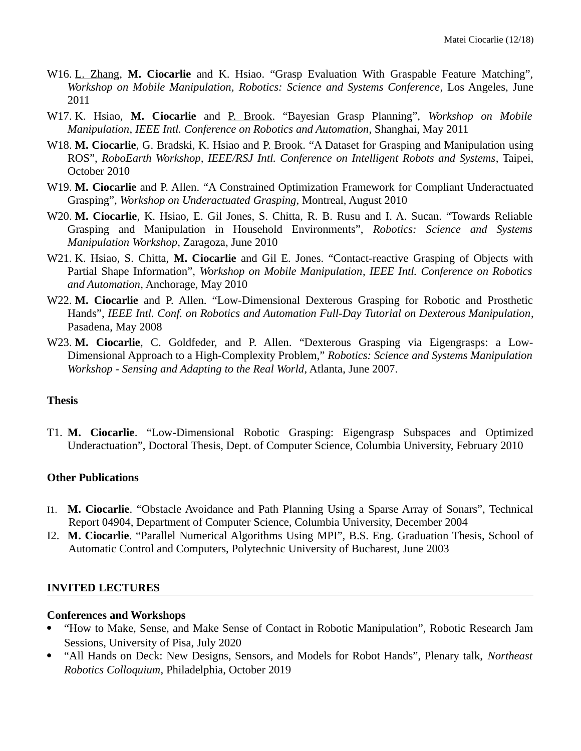W16. <u>L. Zhang</u>, **M. Ciocarlie** and K. Hsiao. “Grasp Evaluation With Graspable Feature Matching”, *Workshop on Mobile Manipulation, Robotics: Science and Systems Conference*, Los Angeles, June 2011

W17. K. Hsiao, **M. Ciocarlie** and <u>P. Brook</u>. “Bayesian Grasp Planning”, *Workshop on Mobile Manipulation*, *IEEE Intl. Conference on Robotics and Automation*, Shanghai, May 2011

W18. **M. Ciocarlie**, G. Bradski, K. Hsiao and <u>P. Brook</u>. “A Dataset for Grasping and Manipulation using ROS”, *RoboEarth Workshop*, *IEEE/RSJ Intl. Conference on Intelligent Robots and Systems*, Taipei, October 2010

W19. **M. Ciocarlie** and P. Allen. “A Constrained Optimization Framework for Compliant Underactuated Grasping”, *Workshop on Underactuated Grasping*, Montreal, August 2010

W20. **M. Ciocarlie**, K. Hsiao, E. Gil Jones, S. Chitta, R. B. Rusu and I. A. Sucan. “Towards Reliable Grasping and Manipulation in Household Environments”, *Robotics: Science and Systems Manipulation Workshop*, Zaragoza, June 2010

W21. K. Hsiao, S. Chitta, **M. Ciocarlie** and Gil E. Jones. “Contact-reactive Grasping of Objects with Partial Shape Information”, *Workshop on Mobile Manipulation*, *IEEE Intl. Conference on Robotics and Automation*, Anchorage, May 2010

W22. **M. Ciocarlie** and P. Allen. “Low-Dimensional Dexterous Grasping for Robotic and Prosthetic Hands”, *IEEE Intl. Conf. on Robotics and Automation Full-Day Tutorial on Dexterous Manipulation*, Pasadena, May 2008

W23. **M. Ciocarlie**, C. Goldfeder, and P. Allen. “Dexterous Grasping via Eigengrasps: a Low-Dimensional Approach to a High-Complexity Problem,” *Robotics: Science and Systems Manipulation Workshop - Sensing and Adapting to the Real World*, Atlanta, June 2007.

**Thesis**

T1. **M. Ciocarlie**. “Low-Dimensional Robotic Grasping: Eigengrasp Subspaces and Optimized Underactuation”, Doctoral Thesis, Dept. of Computer Science, Columbia University, February 2010

**Other Publications**

I1. **M. Ciocarlie**. “Obstacle Avoidance and Path Planning Using a Sparse Array of Sonars”, Technical Report 04904, Department of Computer Science, Columbia University, December 2004

I2. **M. Ciocarlie**. “Parallel Numerical Algorithms Using MPI”, B.S. Eng. Graduation Thesis, School of Automatic Control and Computers, Polytechnic University of Bucharest, June 2003

## INVITED LECTURES

**Conferences and Workshops**

- “How to Make, Sense, and Make Sense of Contact in Robotic Manipulation”, Robotic Research Jam Sessions, University of Pisa, July 2020
- “All Hands on Deck: New Designs, Sensors, and Models for Robot Hands”, Plenary talk, *Northeast Robotics Colloquium*, Philadelphia, October 2019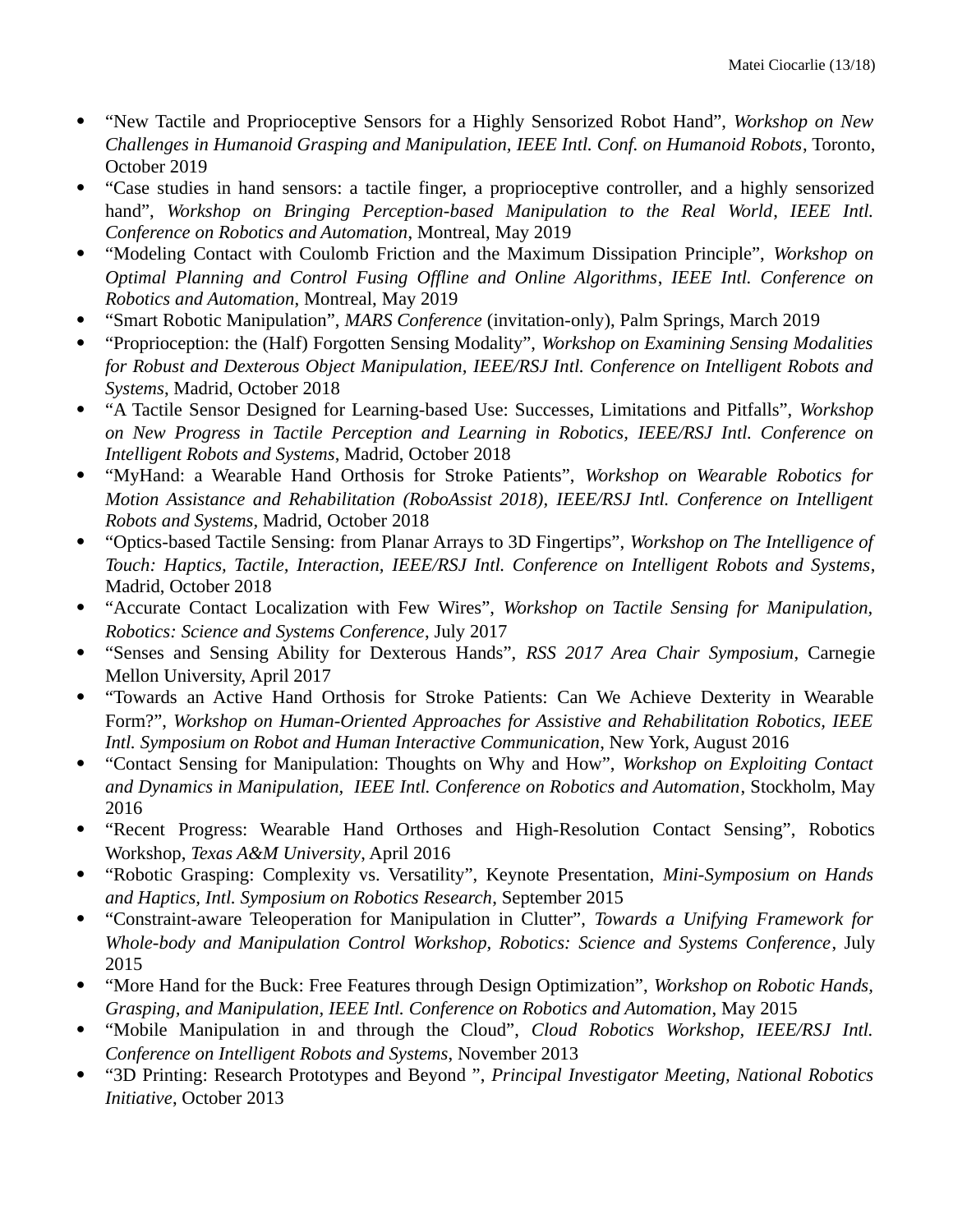- “New Tactile and Proprioceptive Sensors for a Highly Sensorized Robot Hand”, *Workshop on New Challenges in Humanoid Grasping and Manipulation, IEEE Intl. Conf. on Humanoid Robots*, Toronto, October 2019
- “Case studies in hand sensors: a tactile finger, a proprioceptive controller, and a highly sensorized hand”, *Workshop on Bringing Perception-based Manipulation to the Real World*, *IEEE Intl. Conference on Robotics and Automation*, Montreal, May 2019
- “Modeling Contact with Coulomb Friction and the Maximum Dissipation Principle”, *Workshop on Optimal Planning and Control Fusing Offline and Online Algorithms*, *IEEE Intl. Conference on Robotics and Automation*, Montreal, May 2019
- “Smart Robotic Manipulation”, *MARS Conference* (invitation-only), Palm Springs, March 2019
- “Proprioception: the (Half) Forgotten Sensing Modality”, *Workshop on Examining Sensing Modalities for Robust and Dexterous Object Manipulation, IEEE/RSJ Intl. Conference on Intelligent Robots and Systems*, Madrid, October 2018
- “A Tactile Sensor Designed for Learning-based Use: Successes, Limitations and Pitfalls”, *Workshop on New Progress in Tactile Perception and Learning in Robotics, IEEE/RSJ Intl. Conference on Intelligent Robots and Systems*, Madrid, October 2018
- “MyHand: a Wearable Hand Orthosis for Stroke Patients”, *Workshop on Wearable Robotics for Motion Assistance and Rehabilitation (RoboAssist 2018), IEEE/RSJ Intl. Conference on Intelligent Robots and Systems*, Madrid, October 2018
- “Optics-based Tactile Sensing: from Planar Arrays to 3D Fingertips”, *Workshop on The Intelligence of Touch: Haptics, Tactile, Interaction, IEEE/RSJ Intl. Conference on Intelligent Robots and Systems*, Madrid, October 2018
- “Accurate Contact Localization with Few Wires”, *Workshop on Tactile Sensing for Manipulation, Robotics: Science and Systems Conference*, July 2017
- “Senses and Sensing Ability for Dexterous Hands”, *RSS 2017 Area Chair Symposium*, Carnegie Mellon University, April 2017
- “Towards an Active Hand Orthosis for Stroke Patients: Can We Achieve Dexterity in Wearable Form?”, *Workshop on Human-Oriented Approaches for Assistive and Rehabilitation Robotics, IEEE Intl. Symposium on Robot and Human Interactive Communication*, New York, August 2016
- “Contact Sensing for Manipulation: Thoughts on Why and How”, *Workshop on Exploiting Contact and Dynamics in Manipulation, IEEE Intl. Conference on Robotics and Automation*, Stockholm, May 2016
- “Recent Progress: Wearable Hand Orthoses and High-Resolution Contact Sensing”, Robotics Workshop, *Texas A&M University*, April 2016
- “Robotic Grasping: Complexity vs. Versatility”, Keynote Presentation, *Mini-Symposium on Hands and Haptics, Intl. Symposium on Robotics Research*, September 2015
- “Constraint-aware Teleoperation for Manipulation in Clutter”, *Towards a Unifying Framework for Whole-body and Manipulation Control Workshop, Robotics: Science and Systems Conference*, July 2015
- “More Hand for the Buck: Free Features through Design Optimization”, *Workshop on Robotic Hands, Grasping, and Manipulation, IEEE Intl. Conference on Robotics and Automation*, May 2015
- “Mobile Manipulation in and through the Cloud”, *Cloud Robotics Workshop, IEEE/RSJ Intl. Conference on Intelligent Robots and Systems*, November 2013
- “3D Printing: Research Prototypes and Beyond ”, *Principal Investigator Meeting, National Robotics Initiative*, October 2013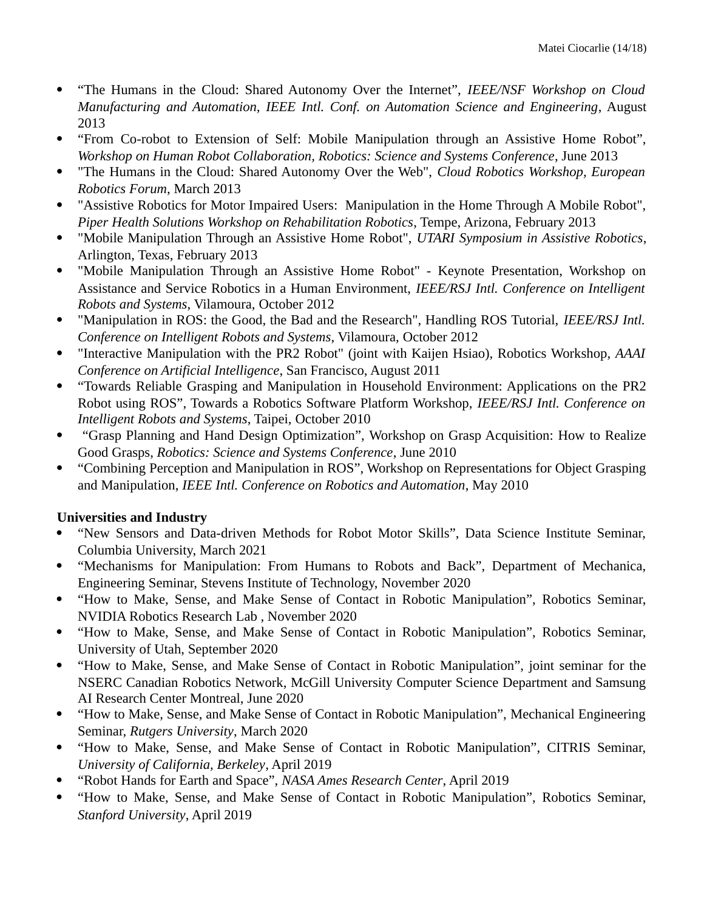- “The Humans in the Cloud: Shared Autonomy Over the Internet”, *IEEE/NSF Workshop on Cloud Manufacturing and Automation, IEEE Intl. Conf. on Automation Science and Engineering*, August 2013
- “From Co-robot to Extension of Self: Mobile Manipulation through an Assistive Home Robot”, *Workshop on Human Robot Collaboration, Robotics: Science and Systems Conference*, June 2013
- "The Humans in the Cloud: Shared Autonomy Over the Web", *Cloud Robotics Workshop, European Robotics Forum*, March 2013
- "Assistive Robotics for Motor Impaired Users: Manipulation in the Home Through A Mobile Robot", *Piper Health Solutions Workshop on Rehabilitation Robotics*, Tempe, Arizona, February 2013
- "Mobile Manipulation Through an Assistive Home Robot", *UTARI Symposium in Assistive Robotics*, Arlington, Texas, February 2013
- "Mobile Manipulation Through an Assistive Home Robot" - Keynote Presentation, Workshop on Assistance and Service Robotics in a Human Environment, *IEEE/RSJ Intl. Conference on Intelligent Robots and Systems*, Vilamoura, October 2012
- "Manipulation in ROS: the Good, the Bad and the Research", Handling ROS Tutorial, *IEEE/RSJ Intl. Conference on Intelligent Robots and Systems*, Vilamoura, October 2012
- "Interactive Manipulation with the PR2 Robot" (joint with Kaijen Hsiao), Robotics Workshop, *AAAI Conference on Artificial Intelligence*, San Francisco, August 2011
- “Towards Reliable Grasping and Manipulation in Household Environment: Applications on the PR2 Robot using ROS”, Towards a Robotics Software Platform Workshop, *IEEE/RSJ Intl. Conference on Intelligent Robots and Systems*, Taipei, October 2010
- “Grasp Planning and Hand Design Optimization”, Workshop on Grasp Acquisition: How to Realize Good Grasps, *Robotics: Science and Systems Conference*, June 2010
- “Combining Perception and Manipulation in ROS”, Workshop on Representations for Object Grasping and Manipulation, *IEEE Intl. Conference on Robotics and Automation*, May 2010

**Universities and Industry**

- “New Sensors and Data-driven Methods for Robot Motor Skills”, Data Science Institute Seminar, Columbia University, March 2021
- “Mechanisms for Manipulation: From Humans to Robots and Back”, Department of Mechanica, Engineering Seminar, Stevens Institute of Technology, November 2020
- “How to Make, Sense, and Make Sense of Contact in Robotic Manipulation”, Robotics Seminar, NVIDIA Robotics Research Lab , November 2020
- “How to Make, Sense, and Make Sense of Contact in Robotic Manipulation”, Robotics Seminar, University of Utah, September 2020
- “How to Make, Sense, and Make Sense of Contact in Robotic Manipulation”, joint seminar for the NSERC Canadian Robotics Network, McGill University Computer Science Department and Samsung AI Research Center Montreal, June 2020
- “How to Make, Sense, and Make Sense of Contact in Robotic Manipulation”, Mechanical Engineering Seminar, *Rutgers University*, March 2020
- “How to Make, Sense, and Make Sense of Contact in Robotic Manipulation”, CITRIS Seminar, *University of California, Berkeley*, April 2019
- “Robot Hands for Earth and Space”, *NASA Ames Research Center*, April 2019
- “How to Make, Sense, and Make Sense of Contact in Robotic Manipulation”, Robotics Seminar, *Stanford University*, April 2019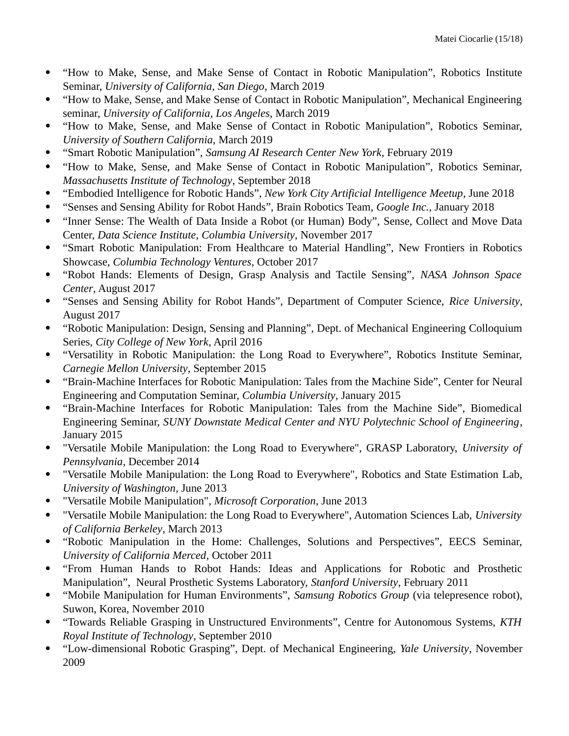- “How to Make, Sense, and Make Sense of Contact in Robotic Manipulation”, Robotics Institute Seminar, *University of California, San Diego*, March 2019
- “How to Make, Sense, and Make Sense of Contact in Robotic Manipulation”, Mechanical Engineering seminar, *University of California, Los Angeles*, March 2019
- “How to Make, Sense, and Make Sense of Contact in Robotic Manipulation”, Robotics Seminar, *University of Southern California*, March 2019
- “Smart Robotic Manipulation”, *Samsung AI Research Center New York*, February 2019
- “How to Make, Sense, and Make Sense of Contact in Robotic Manipulation”, Robotics Seminar, *Massachusetts Institute of Technology*, September 2018
- “Embodied Intelligence for Robotic Hands”, *New York City Artificial Intelligence Meetup*, June 2018
- “Senses and Sensing Ability for Robot Hands”, Brain Robotics Team, *Google Inc.*, January 2018
- “Inner Sense: The Wealth of Data Inside a Robot (or Human) Body”, Sense, Collect and Move Data Center, *Data Science Institute, Columbia University*, November 2017
- “Smart Robotic Manipulation: From Healthcare to Material Handling”, New Frontiers in Robotics Showcase, *Columbia Technology Ventures*, October 2017
- “Robot Hands: Elements of Design, Grasp Analysis and Tactile Sensing”, *NASA Johnson Space Center*, August 2017
- “Senses and Sensing Ability for Robot Hands”, Department of Computer Science, *Rice University*, August 2017
- “Robotic Manipulation: Design, Sensing and Planning”, Dept. of Mechanical Engineering Colloquium Series, *City College of New York*, April 2016
- “Versatility in Robotic Manipulation: the Long Road to Everywhere”, Robotics Institute Seminar, *Carnegie Mellon University*, September 2015
- “Brain-Machine Interfaces for Robotic Manipulation: Tales from the Machine Side”, Center for Neural Engineering and Computation Seminar, *Columbia University*, January 2015
- “Brain-Machine Interfaces for Robotic Manipulation: Tales from the Machine Side”, Biomedical Engineering Seminar, *SUNY Downstate Medical Center and NYU Polytechnic School of Engineering*, January 2015
- "Versatile Mobile Manipulation: the Long Road to Everywhere", GRASP Laboratory, *University of Pennsylvania*, December 2014
- "Versatile Mobile Manipulation: the Long Road to Everywhere", Robotics and State Estimation Lab, *University of Washington*, June 2013
- "Versatile Mobile Manipulation", *Microsoft Corporation*, June 2013
- "Versatile Mobile Manipulation: the Long Road to Everywhere", Automation Sciences Lab, *University of California Berkeley*, March 2013
- “Robotic Manipulation in the Home: Challenges, Solutions and Perspectives”, EECS Seminar, *University of California Merced*, October 2011
- “From Human Hands to Robot Hands: Ideas and Applications for Robotic and Prosthetic Manipulation”, Neural Prosthetic Systems Laboratory, *Stanford University*, February 2011
- “Mobile Manipulation for Human Environments”, *Samsung Robotics Group* (via telepresence robot), Suwon, Korea, November 2010
- “Towards Reliable Grasping in Unstructured Environments”, Centre for Autonomous Systems, *KTH Royal Institute of Technology*, September 2010
- “Low-dimensional Robotic Grasping”, Dept. of Mechanical Engineering, *Yale University*, November 2009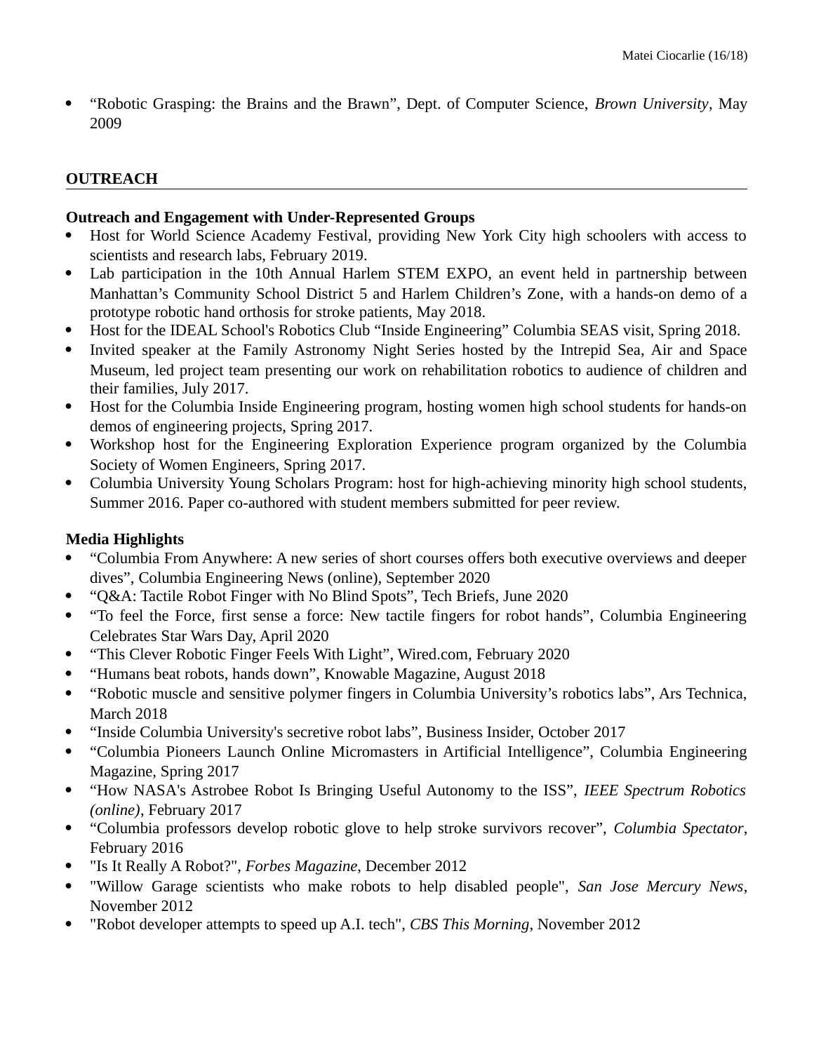- “Robotic Grasping: the Brains and the Brawn”, Dept. of Computer Science, *Brown University*, May 2009

## OUTREACH

### Outreach and Engagement with Under-Represented Groups

- Host for World Science Academy Festival, providing New York City high schoolers with access to scientists and research labs, February 2019.
- Lab participation in the 10th Annual Harlem STEM EXPO, an event held in partnership between Manhattan’s Community School District 5 and Harlem Children’s Zone, with a hands-on demo of a prototype robotic hand orthosis for stroke patients, May 2018.
- Host for the IDEAL School's Robotics Club “Inside Engineering” Columbia SEAS visit, Spring 2018.
- Invited speaker at the Family Astronomy Night Series hosted by the Intrepid Sea, Air and Space Museum, led project team presenting our work on rehabilitation robotics to audience of children and their families, July 2017.
- Host for the Columbia Inside Engineering program, hosting women high school students for hands-on demos of engineering projects, Spring 2017.
- Workshop host for the Engineering Exploration Experience program organized by the Columbia Society of Women Engineers, Spring 2017.
- Columbia University Young Scholars Program: host for high-achieving minority high school students, Summer 2016. Paper co-authored with student members submitted for peer review.

### Media Highlights

- “Columbia From Anywhere: A new series of short courses offers both executive overviews and deeper dives”, Columbia Engineering News (online), September 2020
- “Q&A: Tactile Robot Finger with No Blind Spots”, Tech Briefs, June 2020
- “To feel the Force, first sense a force: New tactile fingers for robot hands”, Columbia Engineering Celebrates Star Wars Day, April 2020
- “This Clever Robotic Finger Feels With Light”, Wired.com, February 2020
- “Humans beat robots, hands down”, Knowable Magazine, August 2018
- “Robotic muscle and sensitive polymer fingers in Columbia University’s robotics labs”, Ars Technica, March 2018
- “Inside Columbia University's secretive robot labs”, Business Insider, October 2017
- “Columbia Pioneers Launch Online Micromasters in Artificial Intelligence”, Columbia Engineering Magazine, Spring 2017
- “How NASA's Astrobee Robot Is Bringing Useful Autonomy to the ISS”, *IEEE Spectrum Robotics (online)*, February 2017
- “Columbia professors develop robotic glove to help stroke survivors recover”, *Columbia Spectator*, February 2016
- "Is It Really A Robot?", *Forbes Magazine*, December 2012
- "Willow Garage scientists who make robots to help disabled people", *San Jose Mercury News*, November 2012
- "Robot developer attempts to speed up A.I. tech", *CBS This Morning*, November 2012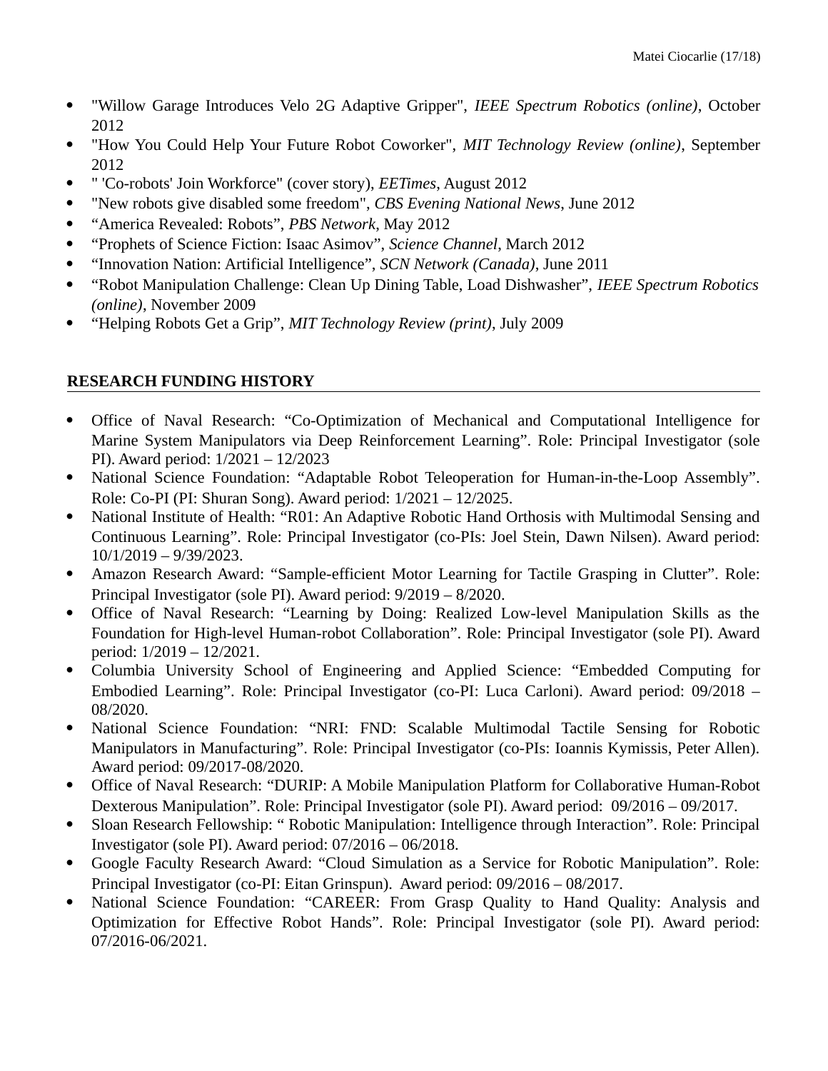- "Willow Garage Introduces Velo 2G Adaptive Gripper", *IEEE Spectrum Robotics (online)*, October 2012
- "How You Could Help Your Future Robot Coworker", *MIT Technology Review (online)*, September 2012
- " 'Co-robots' Join Workforce" (cover story), *EETimes*, August 2012
- "New robots give disabled some freedom", *CBS Evening National News*, June 2012
- "America Revealed: Robots", *PBS Network*, May 2012
- "Prophets of Science Fiction: Isaac Asimov", *Science Channel*, March 2012
- "Innovation Nation: Artificial Intelligence", *SCN Network (Canada)*, June 2011
- "Robot Manipulation Challenge: Clean Up Dining Table, Load Dishwasher", *IEEE Spectrum Robotics (online)*, November 2009
- "Helping Robots Get a Grip", *MIT Technology Review (print)*, July 2009

## RESEARCH FUNDING HISTORY

- Office of Naval Research: "Co-Optimization of Mechanical and Computational Intelligence for Marine System Manipulators via Deep Reinforcement Learning". Role: Principal Investigator (sole PI). Award period: 1/2021 – 12/2023
- National Science Foundation: "Adaptable Robot Teleoperation for Human-in-the-Loop Assembly". Role: Co-PI (PI: Shuran Song). Award period: 1/2021 – 12/2025.
- National Institute of Health: "R01: An Adaptive Robotic Hand Orthosis with Multimodal Sensing and Continuous Learning". Role: Principal Investigator (co-PIs: Joel Stein, Dawn Nilsen). Award period: 10/1/2019 – 9/39/2023.
- Amazon Research Award: "Sample-efficient Motor Learning for Tactile Grasping in Clutter". Role: Principal Investigator (sole PI). Award period: 9/2019 – 8/2020.
- Office of Naval Research: "Learning by Doing: Realized Low-level Manipulation Skills as the Foundation for High-level Human-robot Collaboration". Role: Principal Investigator (sole PI). Award period: 1/2019 – 12/2021.
- Columbia University School of Engineering and Applied Science: "Embedded Computing for Embodied Learning". Role: Principal Investigator (co-PI: Luca Carloni). Award period: 09/2018 – 08/2020.
- National Science Foundation: "NRI: FND: Scalable Multimodal Tactile Sensing for Robotic Manipulators in Manufacturing". Role: Principal Investigator (co-PIs: Ioannis Kymissis, Peter Allen). Award period: 09/2017-08/2020.
- Office of Naval Research: "DURIP: A Mobile Manipulation Platform for Collaborative Human-Robot Dexterous Manipulation". Role: Principal Investigator (sole PI). Award period: 09/2016 – 09/2017.
- Sloan Research Fellowship: " Robotic Manipulation: Intelligence through Interaction". Role: Principal Investigator (sole PI). Award period: 07/2016 – 06/2018.
- Google Faculty Research Award: "Cloud Simulation as a Service for Robotic Manipulation". Role: Principal Investigator (co-PI: Eitan Grinspun). Award period: 09/2016 – 08/2017.
- National Science Foundation: "CAREER: From Grasp Quality to Hand Quality: Analysis and Optimization for Effective Robot Hands". Role: Principal Investigator (sole PI). Award period: 07/2016-06/2021.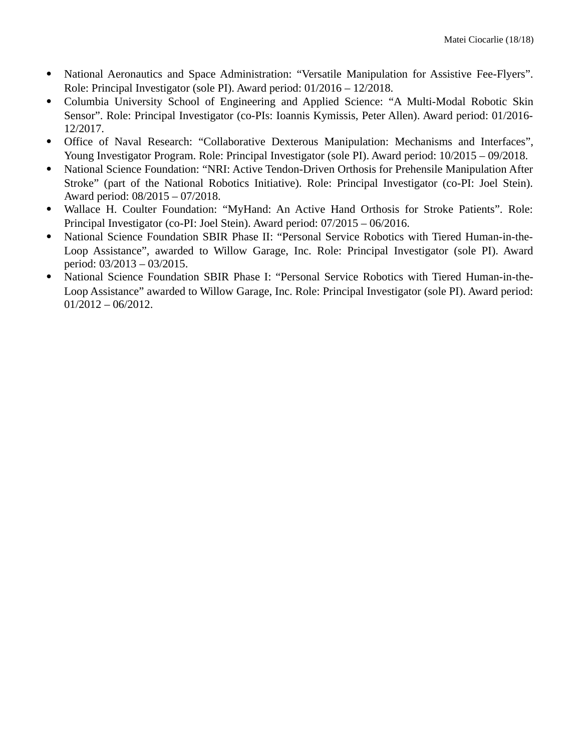- National Aeronautics and Space Administration: “Versatile Manipulation for Assistive Fee-Flyers”. Role: Principal Investigator (sole PI). Award period: 01/2016 – 12/2018.
- Columbia University School of Engineering and Applied Science: “A Multi-Modal Robotic Skin Sensor”. Role: Principal Investigator (co-PIs: Ioannis Kymissis, Peter Allen). Award period: 01/2016-12/2017.
- Office of Naval Research: “Collaborative Dexterous Manipulation: Mechanisms and Interfaces”, Young Investigator Program. Role: Principal Investigator (sole PI). Award period: 10/2015 – 09/2018.
- National Science Foundation: “NRI: Active Tendon-Driven Orthosis for Prehensile Manipulation After Stroke” (part of the National Robotics Initiative). Role: Principal Investigator (co-PI: Joel Stein). Award period: 08/2015 – 07/2018.
- Wallace H. Coulter Foundation: “MyHand: An Active Hand Orthosis for Stroke Patients”. Role: Principal Investigator (co-PI: Joel Stein). Award period: 07/2015 – 06/2016.
- National Science Foundation SBIR Phase II: “Personal Service Robotics with Tiered Human-in-the-Loop Assistance”, awarded to Willow Garage, Inc. Role: Principal Investigator (sole PI). Award period: 03/2013 – 03/2015.
- National Science Foundation SBIR Phase I: “Personal Service Robotics with Tiered Human-in-the-Loop Assistance” awarded to Willow Garage, Inc. Role: Principal Investigator (sole PI). Award period: 01/2012 – 06/2012.